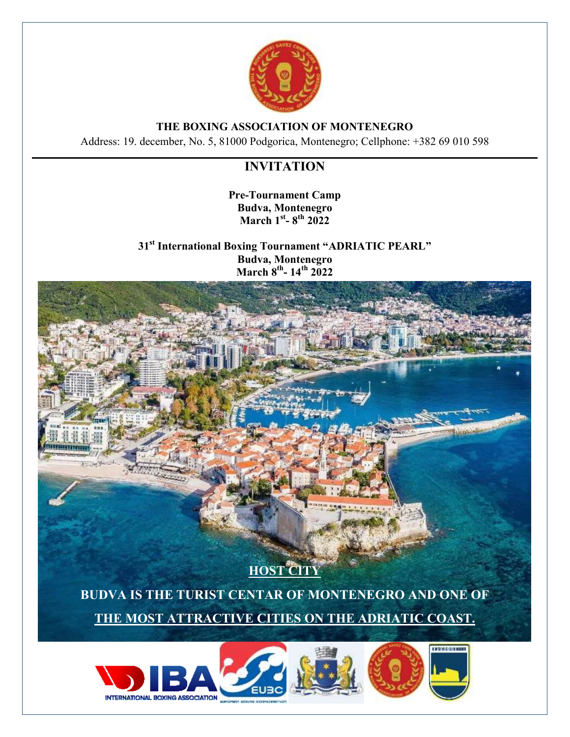# THE BOXING ASSOCIATION OF MONTENEGRO

Address: 19. december, No. 5, 81000 Podgorica, Montenegro; Cellphone: +382 69 010 598

## INVITATION

**Pre-Tournament Camp**
**Budva, Montenegro**
**March 1st- 8th 2022**

**31st International Boxing Tournament "ADRIATIC PEARL"**
**Budva, Montenegro**
**March 8th- 14th 2022**

**HOST CITY**

**BUDVA IS THE TURIST CENTAR OF MONTENEGRO AND ONE OF THE MOST ATTRACTIVE CITIES ON THE ADRIATIC COAST.**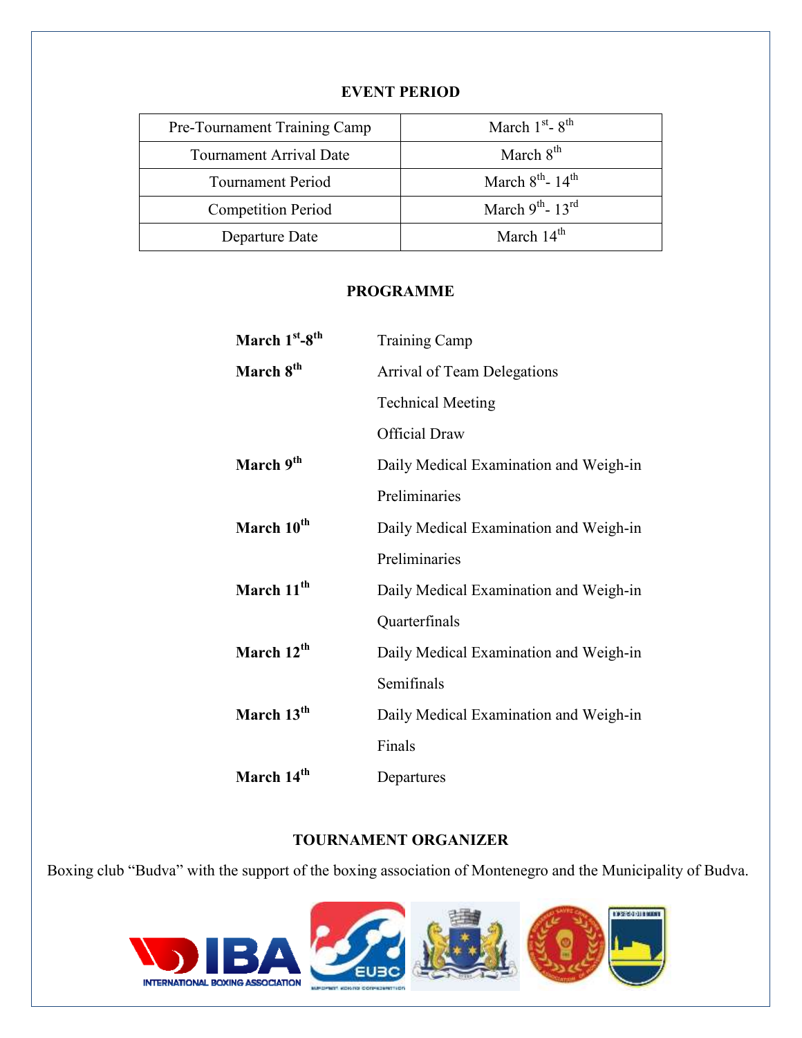## EVENT PERIOD

| Pre-Tournament Training Camp | March 1st- 8th |
|---|---|
| Tournament Arrival Date | March 8th |
| Tournament Period | March 8th- 14th |
| Competition Period | March 9th- 13rd |
| Departure Date | March 14th |

## PROGRAMME

| | |
|---|---|
| **March 1st-8th** | Training Camp |
| **March 8th** | Arrival of Team Delegations |
| | Technical Meeting |
| | Official Draw |
| **March 9th** | Daily Medical Examination and Weigh-in |
| | Preliminaries |
| **March 10th** | Daily Medical Examination and Weigh-in |
| | Preliminaries |
| **March 11th** | Daily Medical Examination and Weigh-in |
| | Quarterfinals |
| **March 12th** | Daily Medical Examination and Weigh-in |
| | Semifinals |
| **March 13th** | Daily Medical Examination and Weigh-in |
| | Finals |
| **March 14th** | Departures |

## TOURNAMENT ORGANIZER

Boxing club "Budva" with the support of the boxing association of Montenegro and the Municipality of Budva.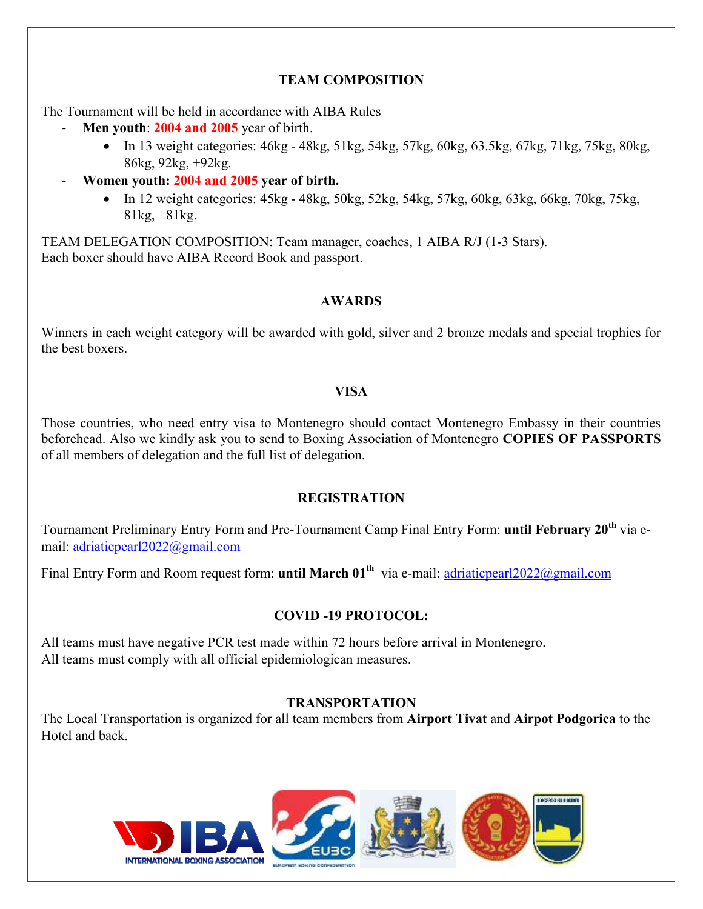## TEAM COMPOSITION

The Tournament will be held in accordance with AIBA Rules

- **Men youth**: **2004 and 2005** year of birth.
  - In 13 weight categories: 46kg - 48kg, 51kg, 54kg, 57kg, 60kg, 63.5kg, 67kg, 71kg, 75kg, 80kg, 86kg, 92kg, +92kg.
- **Women youth: 2004 and 2005 year of birth.**
  - In 12 weight categories: 45kg - 48kg, 50kg, 52kg, 54kg, 57kg, 60kg, 63kg, 66kg, 70kg, 75kg, 81kg, +81kg.

TEAM DELEGATION COMPOSITION: Team manager, coaches, 1 AIBA R/J (1-3 Stars).
Each boxer should have AIBA Record Book and passport.

## AWARDS

Winners in each weight category will be awarded with gold, silver and 2 bronze medals and special trophies for the best boxers.

## VISA

Those countries, who need entry visa to Montenegro should contact Montenegro Embassy in their countries beforehead. Also we kindly ask you to send to Boxing Association of Montenegro **COPIES OF PASSPORTS** of all members of delegation and the full list of delegation.

## REGISTRATION

Tournament Preliminary Entry Form and Pre-Tournament Camp Final Entry Form: **until February 20th** via e-mail: adriaticpearl2022@gmail.com

Final Entry Form and Room request form: **until March 01th** via e-mail: adriaticpearl2022@gmail.com

## COVID -19 PROTOCOL:

All teams must have negative PCR test made within 72 hours before arrival in Montenegro.
All teams must comply with all official epidemiologican measures.

## TRANSPORTATION

The Local Transportation is organized for all team members from **Airport Tivat** and **Airpot Podgorica** to the Hotel and back.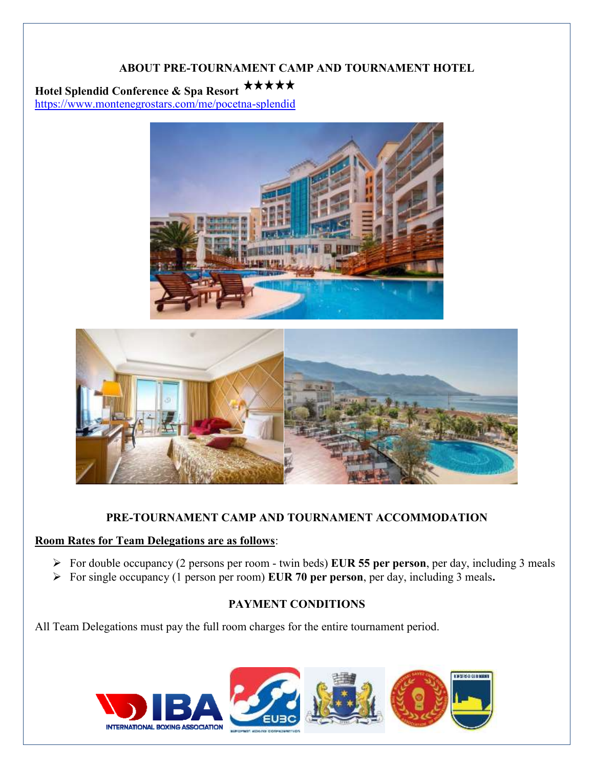## ABOUT PRE-TOURNAMENT CAMP AND TOURNAMENT HOTEL

**Hotel Splendid Conference & Spa Resort** ★★★★★
https://www.montenegrostars.com/me/pocetna-splendid

## PRE-TOURNAMENT CAMP AND TOURNAMENT ACCOMMODATION

**Room Rates for Team Delegations are as follows**:

- For double occupancy (2 persons per room - twin beds) **EUR 55 per person**, per day, including 3 meals
- For single occupancy (1 person per room) **EUR 70 per person**, per day, including 3 meals**.**

## PAYMENT CONDITIONS

All Team Delegations must pay the full room charges for the entire tournament period.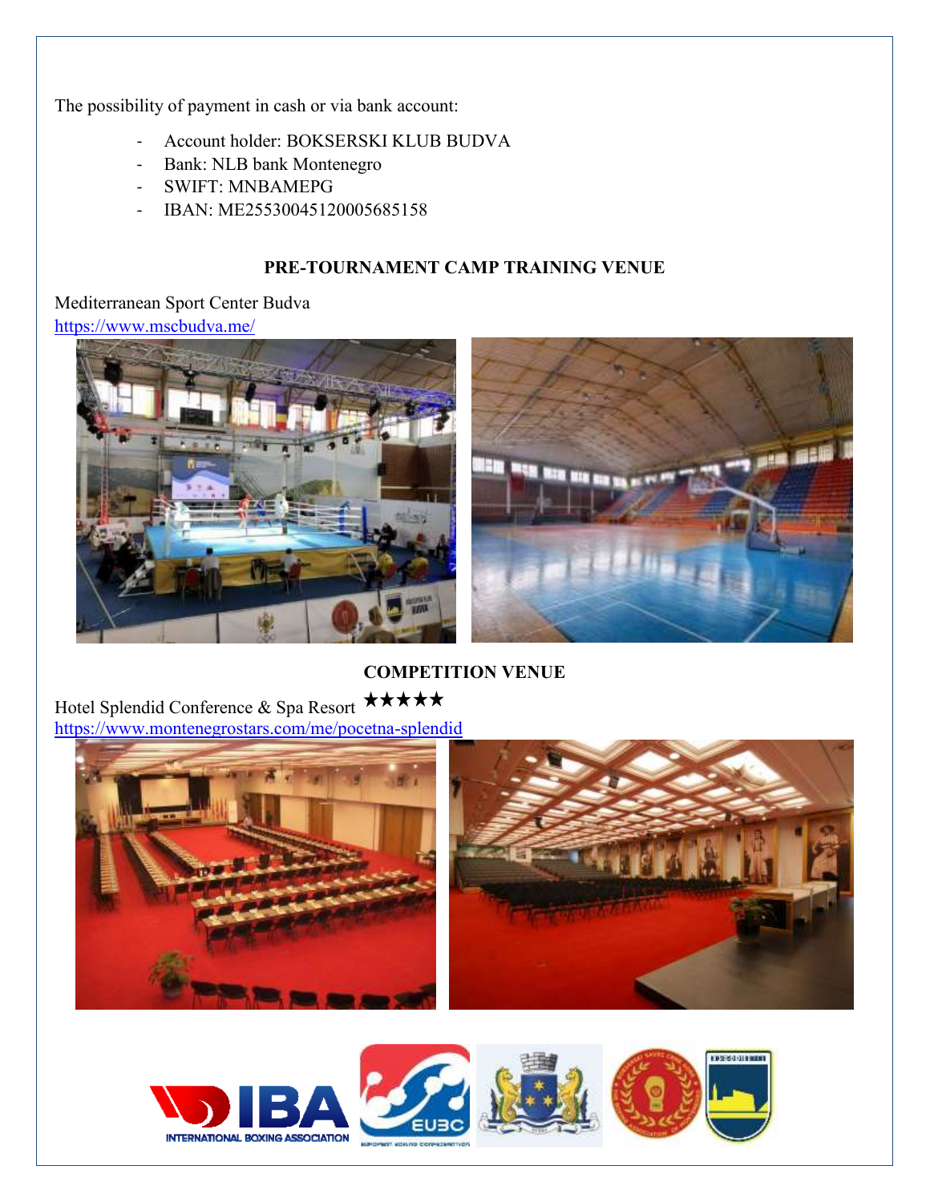The possibility of payment in cash or via bank account:

- Account holder: BOKSERSKI KLUB BUDVA
- Bank: NLB bank Montenegro
- SWIFT: MNBAMEPG
- IBAN: ME25530045120005685158

**PRE-TOURNAMENT CAMP TRAINING VENUE**

Mediterranean Sport Center Budva
https://www.mscbudva.me/

**COMPETITION VENUE**

Hotel Splendid Conference & Spa Resort ★★★★★
https://www.montenegrostars.com/me/pocetna-splendid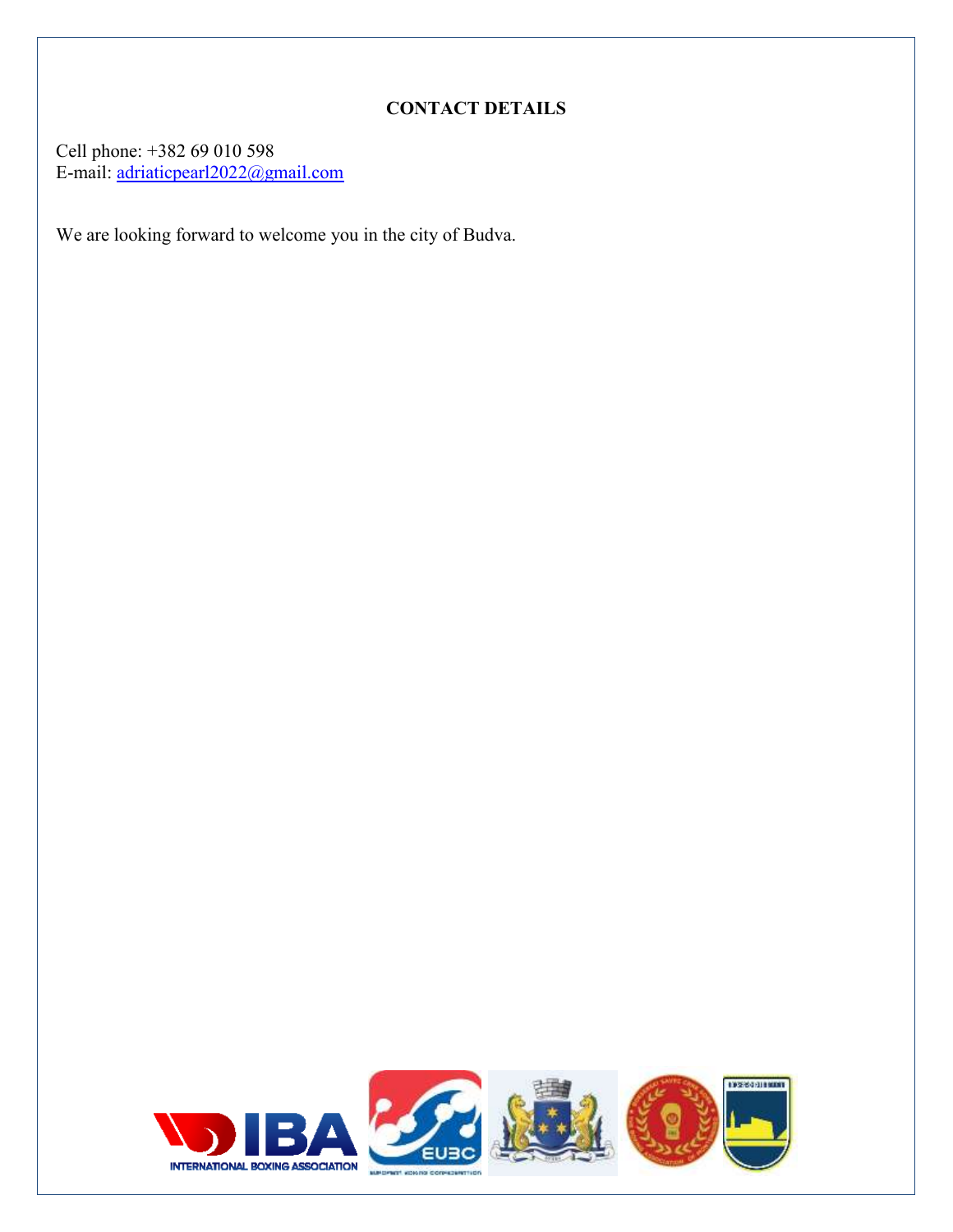## CONTACT DETAILS

Cell phone: +382 69 010 598
E-mail: adriaticpearl2022@gmail.com

We are looking forward to welcome you in the city of Budva.